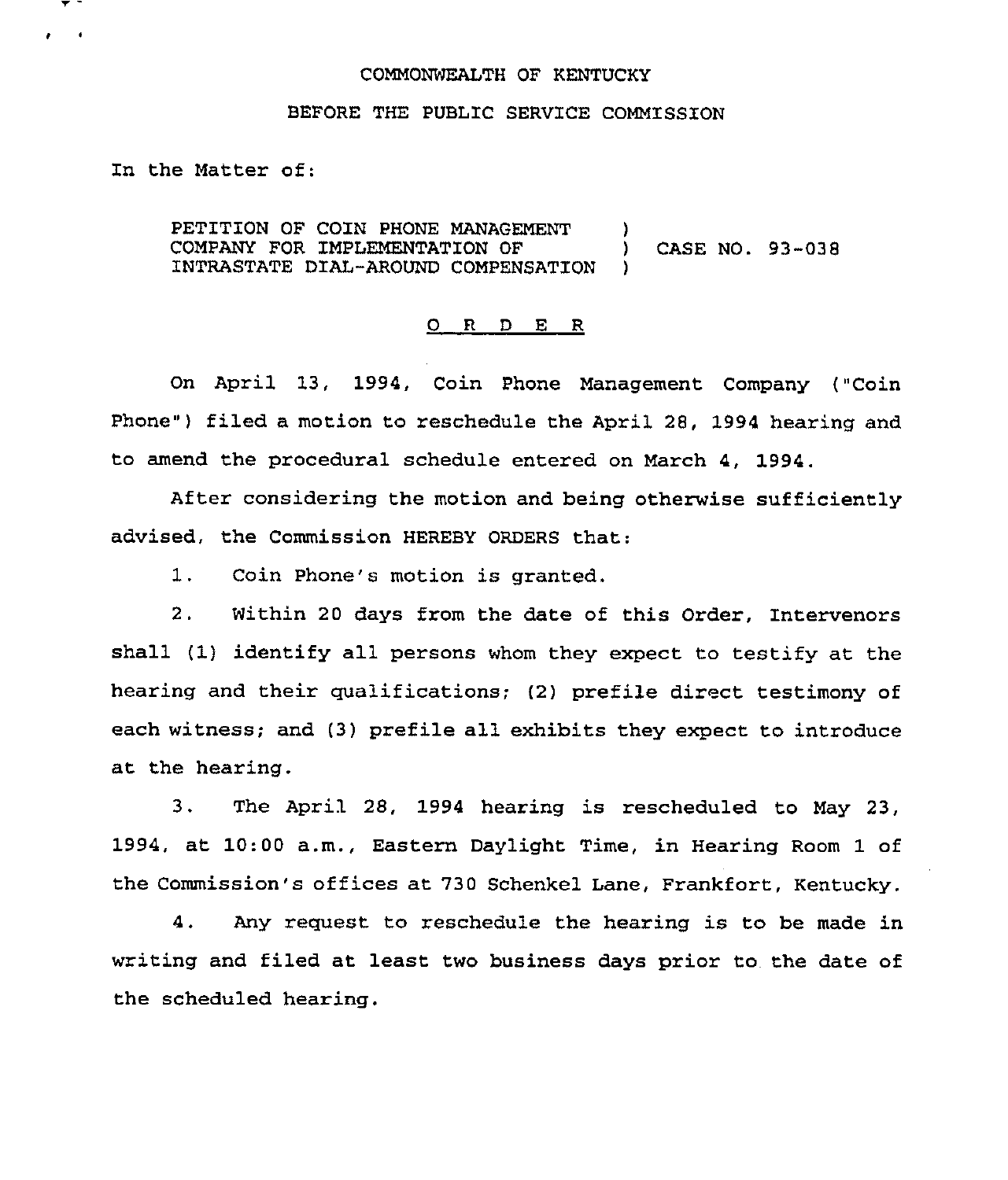COMMONWEALTH OF KENTUCKY

BEFORE THE PUBLIC SERVICE COMMISSION

In the Matter of:

| | | |
|---|---|---|
| PETITION OF COIN PHONE MANAGEMENT COMPANY FOR IMPLEMENTATION OF INTRASTATE DIAL-AROUND COMPENSATION | ) ) ) | CASE NO. 93-038 |

## O R D E R

On April 13, 1994, Coin Phone Management Company ("Coin Phone") filed a motion to reschedule the April 28, 1994 hearing and to amend the procedural schedule entered on March 4, 1994.

After considering the motion and being otherwise sufficiently advised, the Commission HEREBY ORDERS that:

1. Coin Phone's motion is granted.

2. Within 20 days from the date of this Order, Intervenors shall (1) identify all persons whom they expect to testify at the hearing and their qualifications; (2) prefile direct testimony of each witness; and (3) prefile all exhibits they expect to introduce at the hearing.

3. The April 28, 1994 hearing is rescheduled to May 23, 1994, at 10:00 a.m., Eastern Daylight Time, in Hearing Room 1 of the Commission's offices at 730 Schenkel Lane, Frankfort, Kentucky.

4. Any request to reschedule the hearing is to be made in writing and filed at least two business days prior to the date of the scheduled hearing.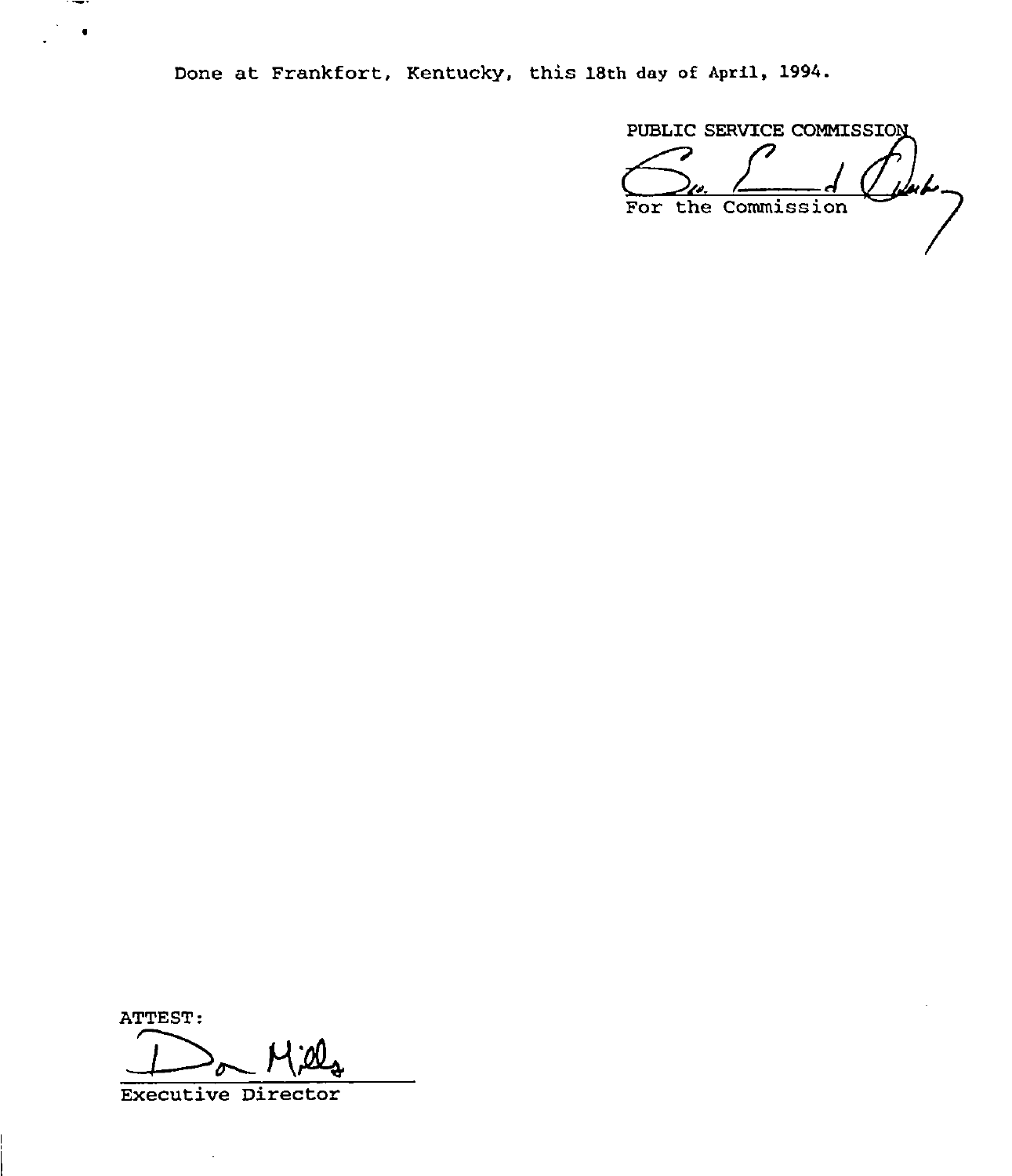Done at Frankfort, Kentucky, this 18th day of April, 1994.

PUBLIC SERVICE COMMISSION

For the Commission

ATTEST:

Executive Director